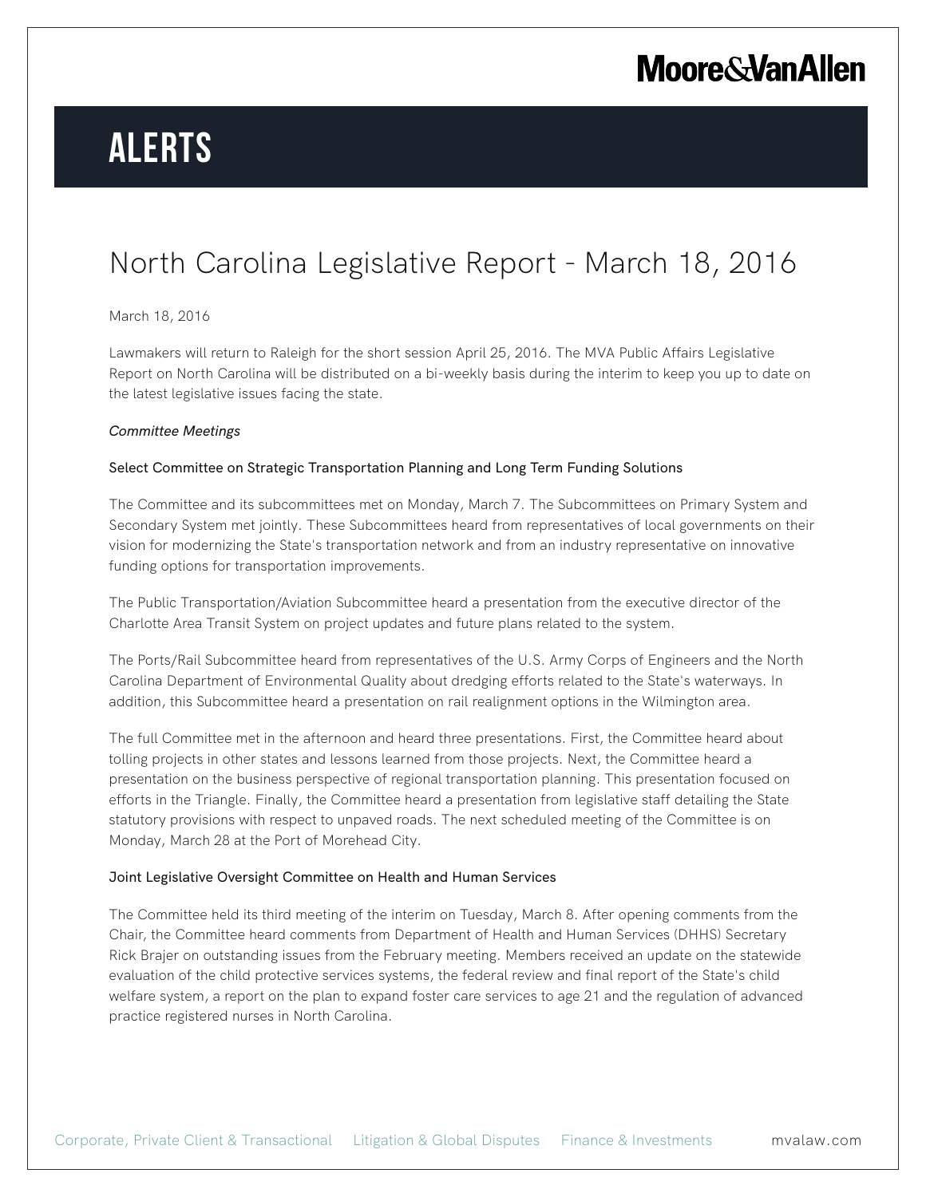# ALERTS

## North Carolina Legislative Report - March 18, 2016

March 18, 2016

Lawmakers will return to Raleigh for the short session April 25, 2016. The MVA Public Affairs Legislative Report on North Carolina will be distributed on a bi-weekly basis during the interim to keep you up to date on the latest legislative issues facing the state.

*Committee Meetings*

### Select Committee on Strategic Transportation Planning and Long Term Funding Solutions

The Committee and its subcommittees met on Monday, March 7. The Subcommittees on Primary System and Secondary System met jointly. These Subcommittees heard from representatives of local governments on their vision for modernizing the State's transportation network and from an industry representative on innovative funding options for transportation improvements.

The Public Transportation/Aviation Subcommittee heard a presentation from the executive director of the Charlotte Area Transit System on project updates and future plans related to the system.

The Ports/Rail Subcommittee heard from representatives of the U.S. Army Corps of Engineers and the North Carolina Department of Environmental Quality about dredging efforts related to the State's waterways. In addition, this Subcommittee heard a presentation on rail realignment options in the Wilmington area.

The full Committee met in the afternoon and heard three presentations. First, the Committee heard about tolling projects in other states and lessons learned from those projects. Next, the Committee heard a presentation on the business perspective of regional transportation planning. This presentation focused on efforts in the Triangle. Finally, the Committee heard a presentation from legislative staff detailing the State statutory provisions with respect to unpaved roads. The next scheduled meeting of the Committee is on Monday, March 28 at the Port of Morehead City.

### Joint Legislative Oversight Committee on Health and Human Services

The Committee held its third meeting of the interim on Tuesday, March 8. After opening comments from the Chair, the Committee heard comments from Department of Health and Human Services (DHHS) Secretary Rick Brajer on outstanding issues from the February meeting. Members received an update on the statewide evaluation of the child protective services systems, the federal review and final report of the State's child welfare system, a report on the plan to expand foster care services to age 21 and the regulation of advanced practice registered nurses in North Carolina.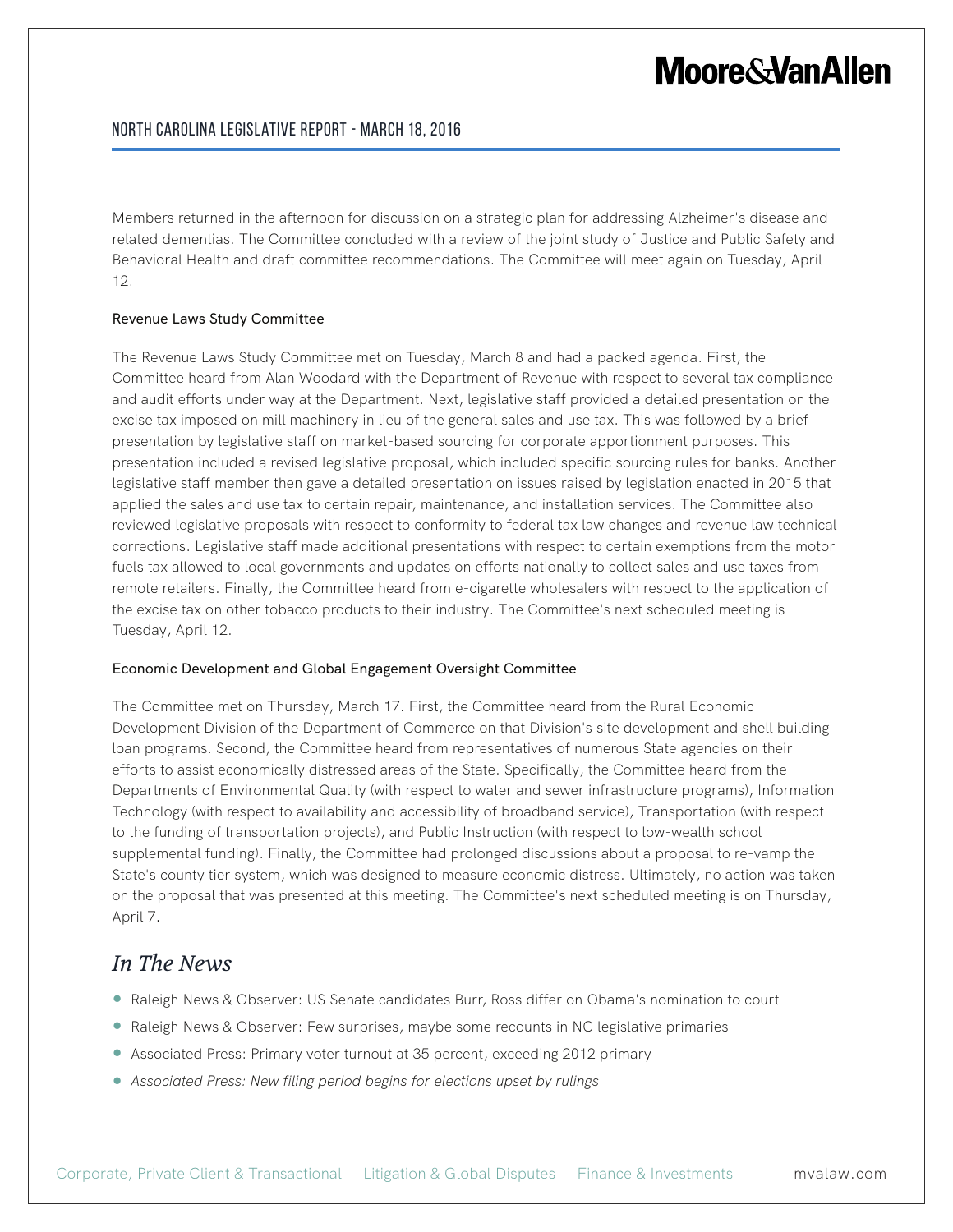Members returned in the afternoon for discussion on a strategic plan for addressing Alzheimer's disease and related dementias. The Committee concluded with a review of the joint study of Justice and Public Safety and Behavioral Health and draft committee recommendations. The Committee will meet again on Tuesday, April 12.

#### Revenue Laws Study Committee

The Revenue Laws Study Committee met on Tuesday, March 8 and had a packed agenda. First, the Committee heard from Alan Woodard with the Department of Revenue with respect to several tax compliance and audit efforts under way at the Department. Next, legislative staff provided a detailed presentation on the excise tax imposed on mill machinery in lieu of the general sales and use tax. This was followed by a brief presentation by legislative staff on market-based sourcing for corporate apportionment purposes. This presentation included a revised legislative proposal, which included specific sourcing rules for banks. Another legislative staff member then gave a detailed presentation on issues raised by legislation enacted in 2015 that applied the sales and use tax to certain repair, maintenance, and installation services. The Committee also reviewed legislative proposals with respect to conformity to federal tax law changes and revenue law technical corrections. Legislative staff made additional presentations with respect to certain exemptions from the motor fuels tax allowed to local governments and updates on efforts nationally to collect sales and use taxes from remote retailers. Finally, the Committee heard from e-cigarette wholesalers with respect to the application of the excise tax on other tobacco products to their industry. The Committee's next scheduled meeting is Tuesday, April 12.

#### Economic Development and Global Engagement Oversight Committee

The Committee met on Thursday, March 17. First, the Committee heard from the Rural Economic Development Division of the Department of Commerce on that Division's site development and shell building loan programs. Second, the Committee heard from representatives of numerous State agencies on their efforts to assist economically distressed areas of the State. Specifically, the Committee heard from the Departments of Environmental Quality (with respect to water and sewer infrastructure programs), Information Technology (with respect to availability and accessibility of broadband service), Transportation (with respect to the funding of transportation projects), and Public Instruction (with respect to low-wealth school supplemental funding). Finally, the Committee had prolonged discussions about a proposal to re-vamp the State's county tier system, which was designed to measure economic distress. Ultimately, no action was taken on the proposal that was presented at this meeting. The Committee's next scheduled meeting is on Thursday, April 7.

## *In The News*

- Raleigh News & Observer: US Senate candidates Burr, Ross differ on Obama's nomination to court
- Raleigh News & Observer: Few surprises, maybe some recounts in NC legislative primaries
- Associated Press: Primary voter turnout at 35 percent, exceeding 2012 primary
- *Associated Press: New filing period begins for elections upset by rulings*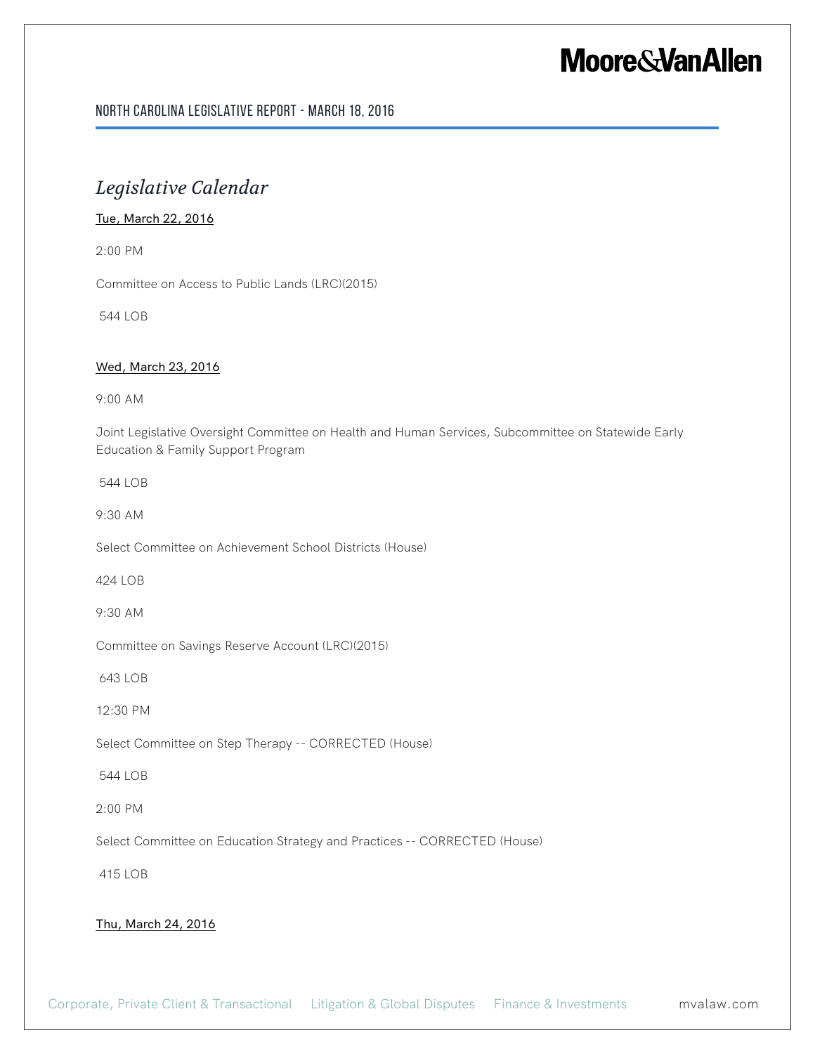## *Legislative Calendar*

Tue, March 22, 2016

2:00 PM

Committee on Access to Public Lands (LRC)(2015)

544 LOB

Wed, March 23, 2016

9:00 AM

Joint Legislative Oversight Committee on Health and Human Services, Subcommittee on Statewide Early Education & Family Support Program

544 LOB

9:30 AM

Select Committee on Achievement School Districts (House)

424 LOB

9:30 AM

Committee on Savings Reserve Account (LRC)(2015)

643 LOB

12:30 PM

Select Committee on Step Therapy -- CORRECTED (House)

544 LOB

2:00 PM

Select Committee on Education Strategy and Practices -- CORRECTED (House)

415 LOB

Thu, March 24, 2016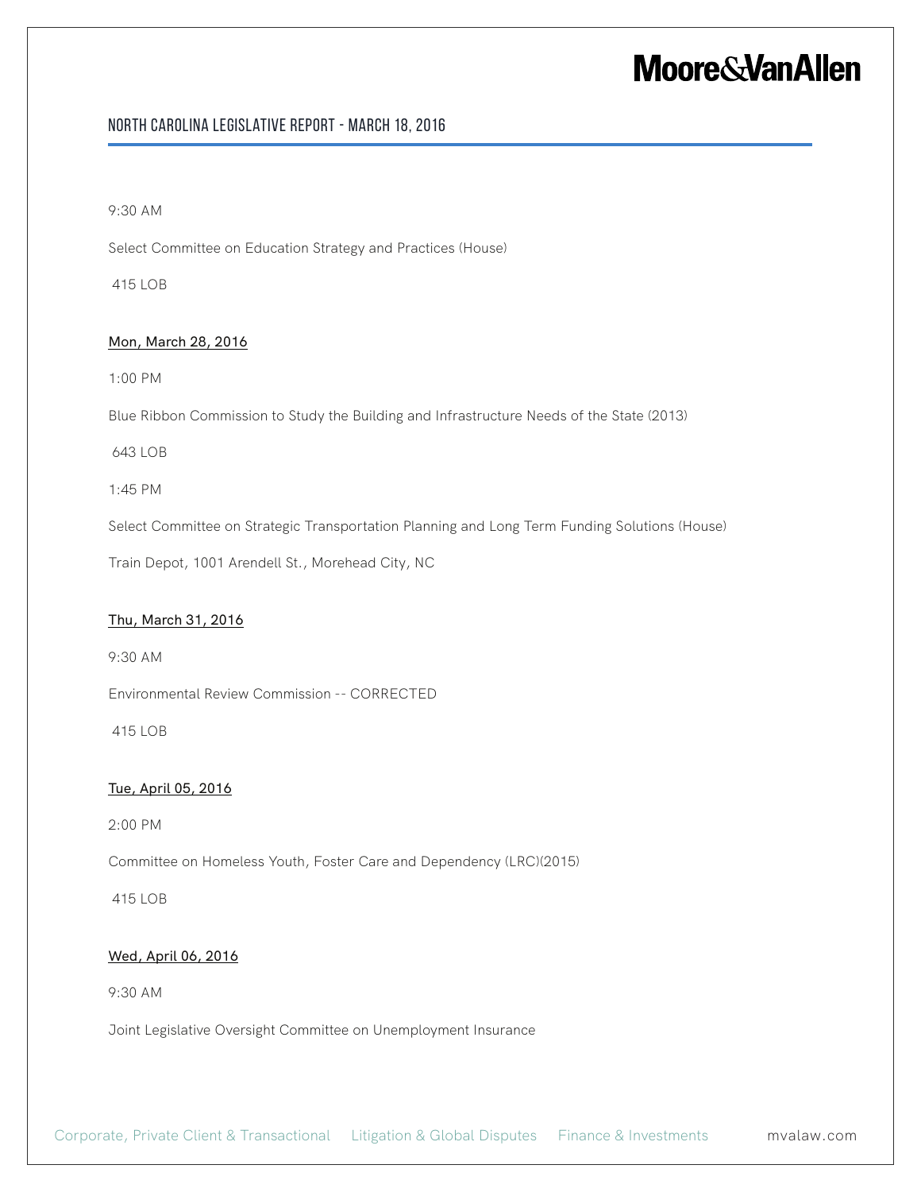9:30 AM

Select Committee on Education Strategy and Practices (House)

415 LOB

<u>Mon, March 28, 2016</u>

1:00 PM

Blue Ribbon Commission to Study the Building and Infrastructure Needs of the State (2013)

643 LOB

1:45 PM

Select Committee on Strategic Transportation Planning and Long Term Funding Solutions (House)

Train Depot, 1001 Arendell St., Morehead City, NC

<u>Thu, March 31, 2016</u>

9:30 AM

Environmental Review Commission -- CORRECTED

415 LOB

<u>Tue, April 05, 2016</u>

2:00 PM

Committee on Homeless Youth, Foster Care and Dependency (LRC)(2015)

415 LOB

<u>Wed, April 06, 2016</u>

9:30 AM

Joint Legislative Oversight Committee on Unemployment Insurance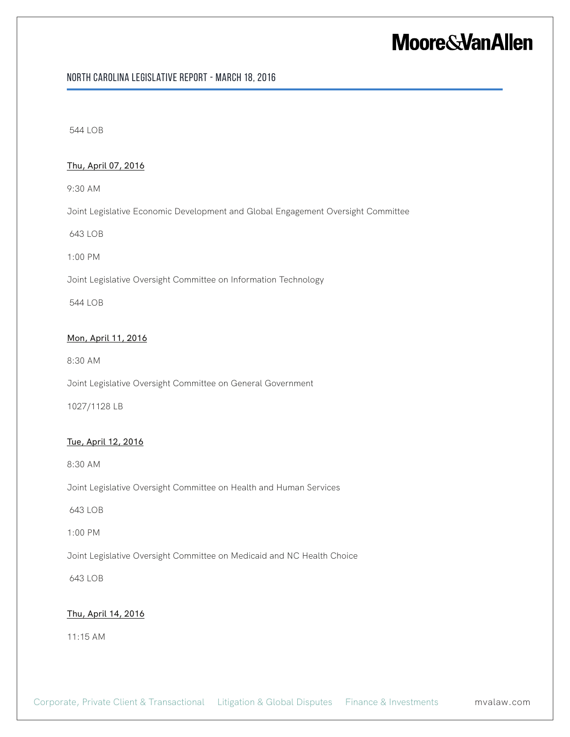544 LOB

Thu, April 07, 2016

9:30 AM

Joint Legislative Economic Development and Global Engagement Oversight Committee

643 LOB

1:00 PM

Joint Legislative Oversight Committee on Information Technology

544 LOB

Mon, April 11, 2016

8:30 AM

Joint Legislative Oversight Committee on General Government

1027/1128 LB

Tue, April 12, 2016

8:30 AM

Joint Legislative Oversight Committee on Health and Human Services

643 LOB

1:00 PM

Joint Legislative Oversight Committee on Medicaid and NC Health Choice

643 LOB

Thu, April 14, 2016

11:15 AM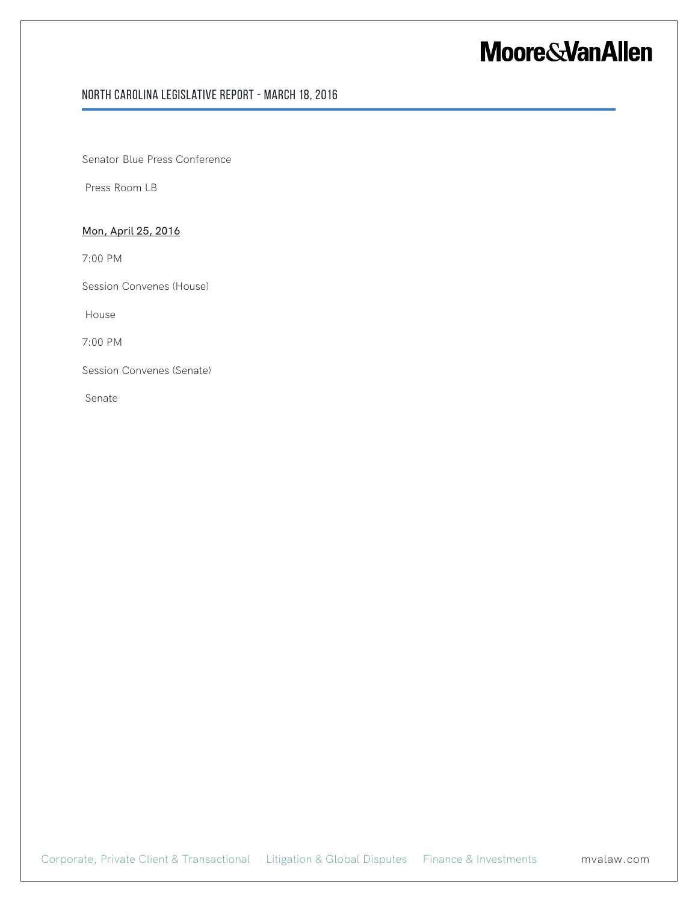Senator Blue Press Conference

Press Room LB

Mon, April 25, 2016

7:00 PM

Session Convenes (House)

House

7:00 PM

Session Convenes (Senate)

Senate